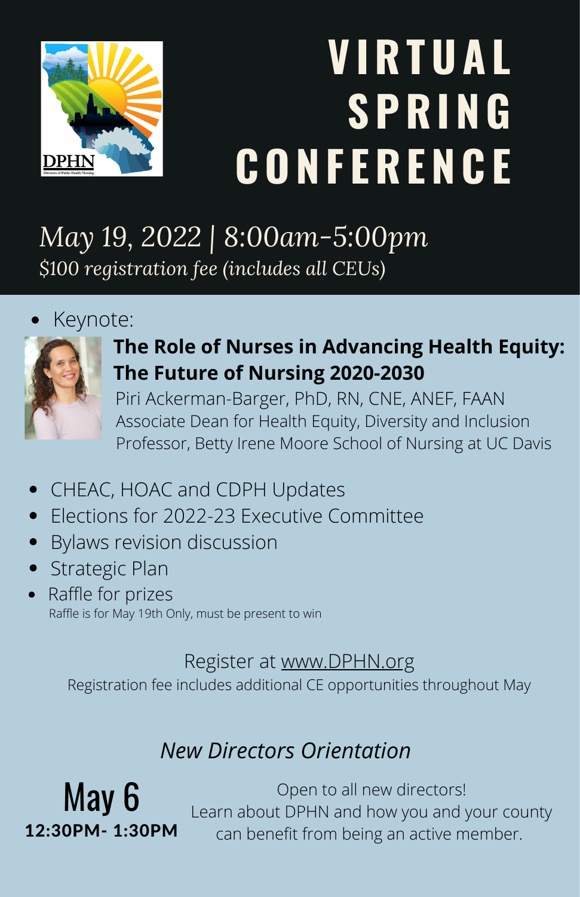DPHN

# VIRTUAL SPRING CONFERENCE

*May 19, 2022 | 8:00am-5:00pm*

*$100 registration fee (includes all CEUs)*

- Keynote:

**The Role of Nurses in Advancing Health Equity: The Future of Nursing 2020-2030**

Piri Ackerman-Barger, PhD, RN, CNE, ANEF, FAAN
Associate Dean for Health Equity, Diversity and Inclusion
Professor, Betty Irene Moore School of Nursing at UC Davis

- CHEAC, HOAC and CDPH Updates
- Elections for 2022-23 Executive Committee
- Bylaws revision discussion
- Strategic Plan
- Raffle for prizes
  Raffle is for May 19th Only, must be present to win

Register at www.DPHN.org

Registration fee includes additional CE opportunities throughout May

## *New Directors Orientation*

May 6

**12:30PM- 1:30PM**

Open to all new directors!
Learn about DPHN and how you and your county can benefit from being an active member.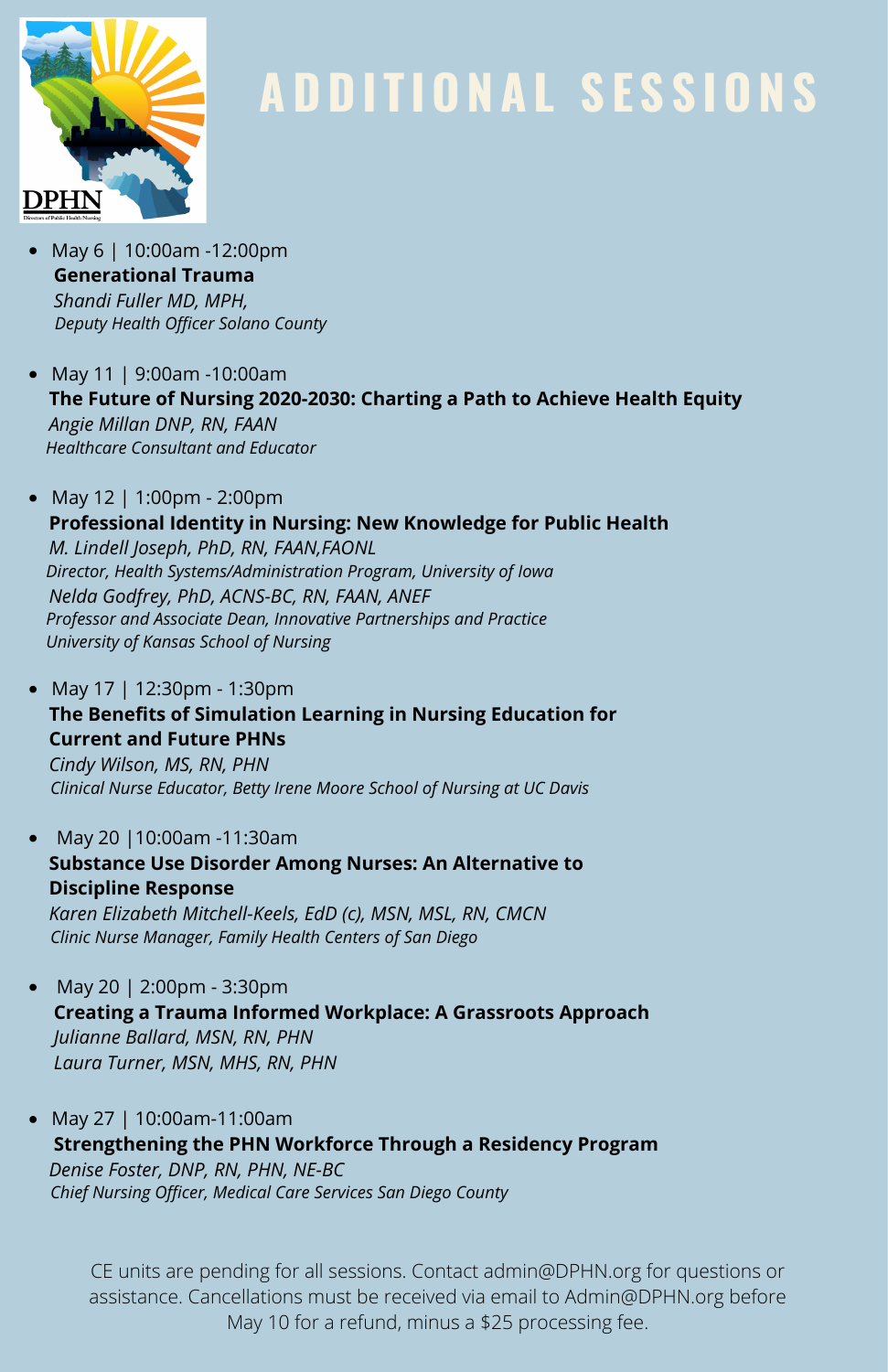# ADDITIONAL SESSIONS

- May 6 | 10:00am -12:00pm
  **Generational Trauma**
  *Shandi Fuller MD, MPH,*
  *Deputy Health Officer Solano County*

- May 11 | 9:00am -10:00am
  **The Future of Nursing 2020-2030: Charting a Path to Achieve Health Equity**
  *Angie Millan DNP, RN, FAAN*
  *Healthcare Consultant and Educator*

- May 12 | 1:00pm - 2:00pm
  **Professional Identity in Nursing: New Knowledge for Public Health**
  *M. Lindell Joseph, PhD, RN, FAAN,FAONL*
  *Director, Health Systems/Administration Program, University of Iowa*
  *Nelda Godfrey, PhD, ACNS-BC, RN, FAAN, ANEF*
  *Professor and Associate Dean, Innovative Partnerships and Practice*
  *University of Kansas School of Nursing*

- May 17 | 12:30pm - 1:30pm
  **The Benefits of Simulation Learning in Nursing Education for Current and Future PHNs**
  *Cindy Wilson, MS, RN, PHN*
  *Clinical Nurse Educator, Betty Irene Moore School of Nursing at UC Davis*

- May 20 |10:00am -11:30am
  **Substance Use Disorder Among Nurses: An Alternative to Discipline Response**
  *Karen Elizabeth Mitchell-Keels, EdD (c), MSN, MSL, RN, CMCN*
  *Clinic Nurse Manager, Family Health Centers of San Diego*

- May 20 | 2:00pm - 3:30pm
  **Creating a Trauma Informed Workplace: A Grassroots Approach**
  *Julianne Ballard, MSN, RN, PHN*
  *Laura Turner, MSN, MHS, RN, PHN*

- May 27 | 10:00am-11:00am
  **Strengthening the PHN Workforce Through a Residency Program**
  *Denise Foster, DNP, RN, PHN, NE-BC*
  *Chief Nursing Officer, Medical Care Services San Diego County*

CE units are pending for all sessions. Contact admin@DPHN.org for questions or assistance. Cancellations must be received via email to Admin@DPHN.org before May 10 for a refund, minus a $25 processing fee.